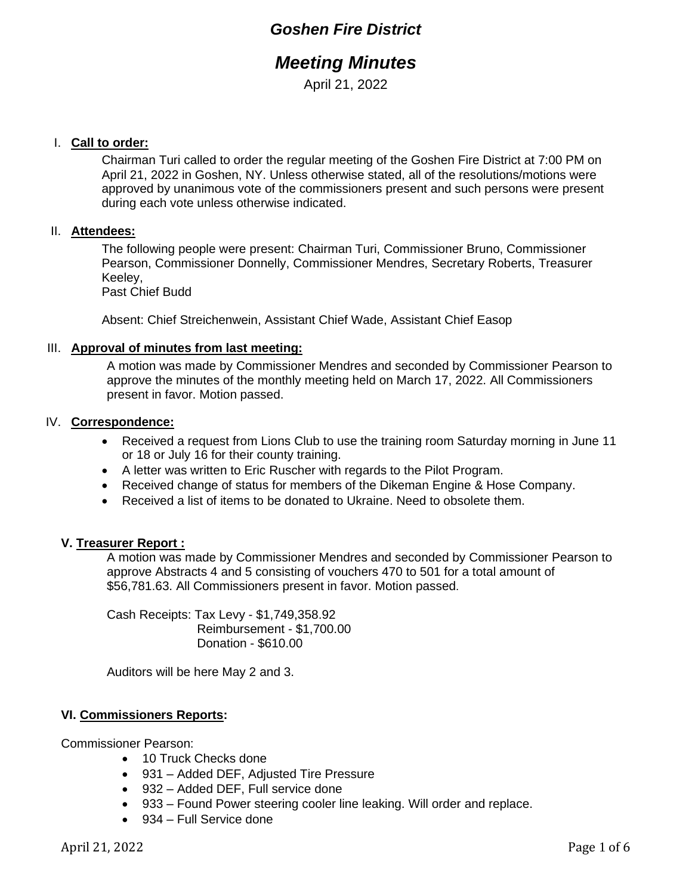# Goshen Fire District

## Meeting Minutes

April 21, 2022

### I. Call to order:

Chairman Turi called to order the regular meeting of the Goshen Fire District at 7:00 PM on April 21, 2022 in Goshen, NY. Unless otherwise stated, all of the resolutions/motions were approved by unanimous vote of the commissioners present and such persons were present during each vote unless otherwise indicated.

### II. Attendees:

The following people were present: Chairman Turi, Commissioner Bruno, Commissioner Pearson, Commissioner Donnelly, Commissioner Mendres, Secretary Roberts, Treasurer Keeley,
Past Chief Budd

Absent: Chief Streichenwein, Assistant Chief Wade, Assistant Chief Easop

### III. Approval of minutes from last meeting:

A motion was made by Commissioner Mendres and seconded by Commissioner Pearson to approve the minutes of the monthly meeting held on March 17, 2022. All Commissioners present in favor. Motion passed.

### IV. Correspondence:

- Received a request from Lions Club to use the training room Saturday morning in June 11 or 18 or July 16 for their county training.
- A letter was written to Eric Ruscher with regards to the Pilot Program.
- Received change of status for members of the Dikeman Engine & Hose Company.
- Received a list of items to be donated to Ukraine. Need to obsolete them.

### V. Treasurer Report :

A motion was made by Commissioner Mendres and seconded by Commissioner Pearson to approve Abstracts 4 and 5 consisting of vouchers 470 to 501 for a total amount of $56,781.63. All Commissioners present in favor. Motion passed.

Cash Receipts: Tax Levy - $1,749,358.92
Reimbursement - $1,700.00
Donation - $610.00

Auditors will be here May 2 and 3.

### VI. Commissioners Reports:

Commissioner Pearson:

- 10 Truck Checks done
- 931 – Added DEF, Adjusted Tire Pressure
- 932 – Added DEF, Full service done
- 933 – Found Power steering cooler line leaking. Will order and replace.
- 934 – Full Service done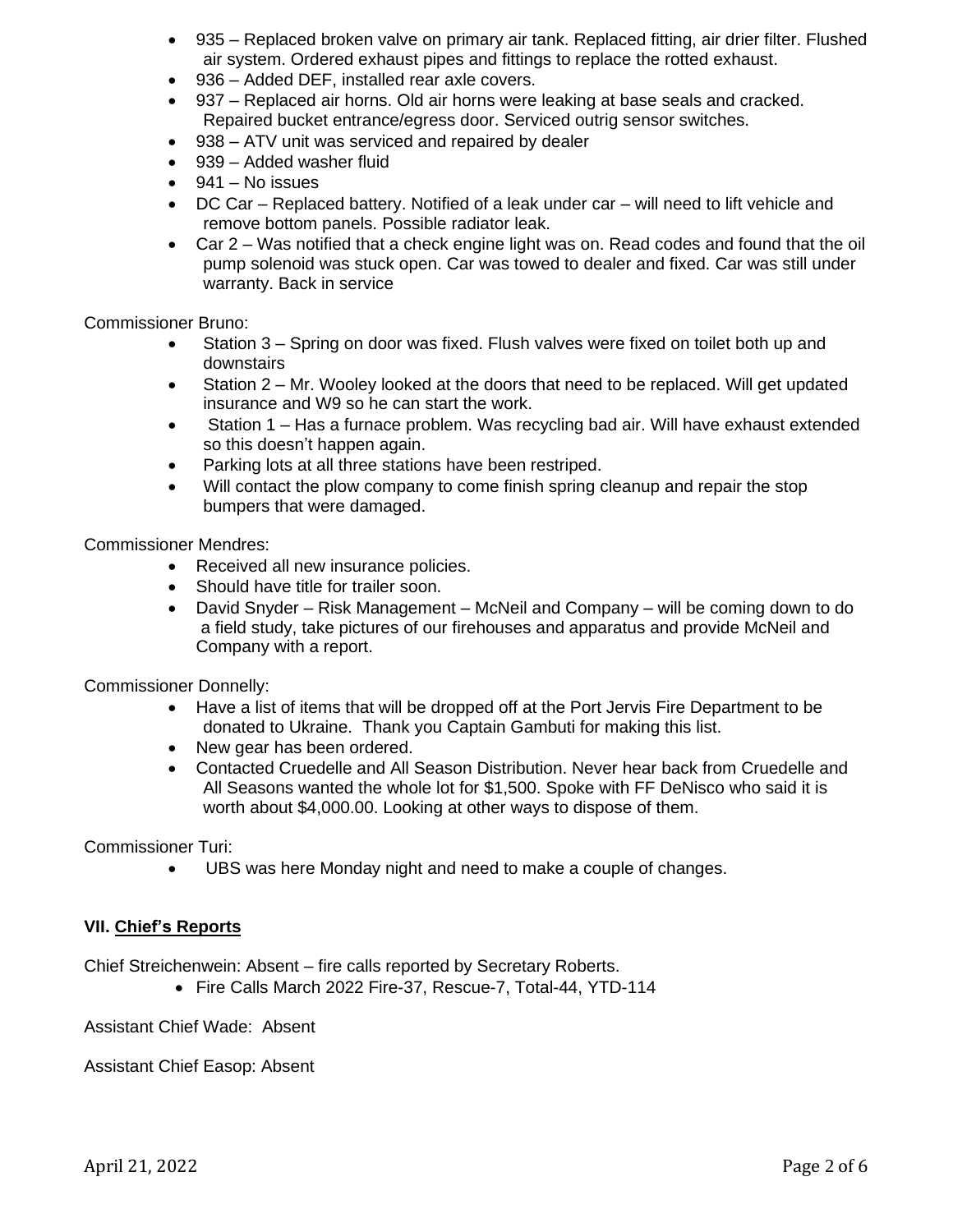- 935 – Replaced broken valve on primary air tank. Replaced fitting, air drier filter. Flushed air system. Ordered exhaust pipes and fittings to replace the rotted exhaust.
- 936 – Added DEF, installed rear axle covers.
- 937 – Replaced air horns. Old air horns were leaking at base seals and cracked. Repaired bucket entrance/egress door. Serviced outrig sensor switches.
- 938 – ATV unit was serviced and repaired by dealer
- 939 – Added washer fluid
- 941 – No issues
- DC Car – Replaced battery. Notified of a leak under car – will need to lift vehicle and remove bottom panels. Possible radiator leak.
- Car 2 – Was notified that a check engine light was on. Read codes and found that the oil pump solenoid was stuck open. Car was towed to dealer and fixed. Car was still under warranty. Back in service

Commissioner Bruno:

- Station 3 – Spring on door was fixed. Flush valves were fixed on toilet both up and downstairs
- Station 2 – Mr. Wooley looked at the doors that need to be replaced. Will get updated insurance and W9 so he can start the work.
- Station 1 – Has a furnace problem. Was recycling bad air. Will have exhaust extended so this doesn't happen again.
- Parking lots at all three stations have been restriped.
- Will contact the plow company to come finish spring cleanup and repair the stop bumpers that were damaged.

Commissioner Mendres:

- Received all new insurance policies.
- Should have title for trailer soon.
- David Snyder – Risk Management – McNeil and Company – will be coming down to do a field study, take pictures of our firehouses and apparatus and provide McNeil and Company with a report.

Commissioner Donnelly:

- Have a list of items that will be dropped off at the Port Jervis Fire Department to be donated to Ukraine. Thank you Captain Gambuti for making this list.
- New gear has been ordered.
- Contacted Cruedelle and All Season Distribution. Never hear back from Cruedelle and All Seasons wanted the whole lot for $1,500. Spoke with FF DeNisco who said it is worth about $4,000.00. Looking at other ways to dispose of them.

Commissioner Turi:

- UBS was here Monday night and need to make a couple of changes.

## VII. Chief's Reports

Chief Streichenwein: Absent – fire calls reported by Secretary Roberts.

- Fire Calls March 2022 Fire-37, Rescue-7, Total-44, YTD-114

Assistant Chief Wade: Absent

Assistant Chief Easop: Absent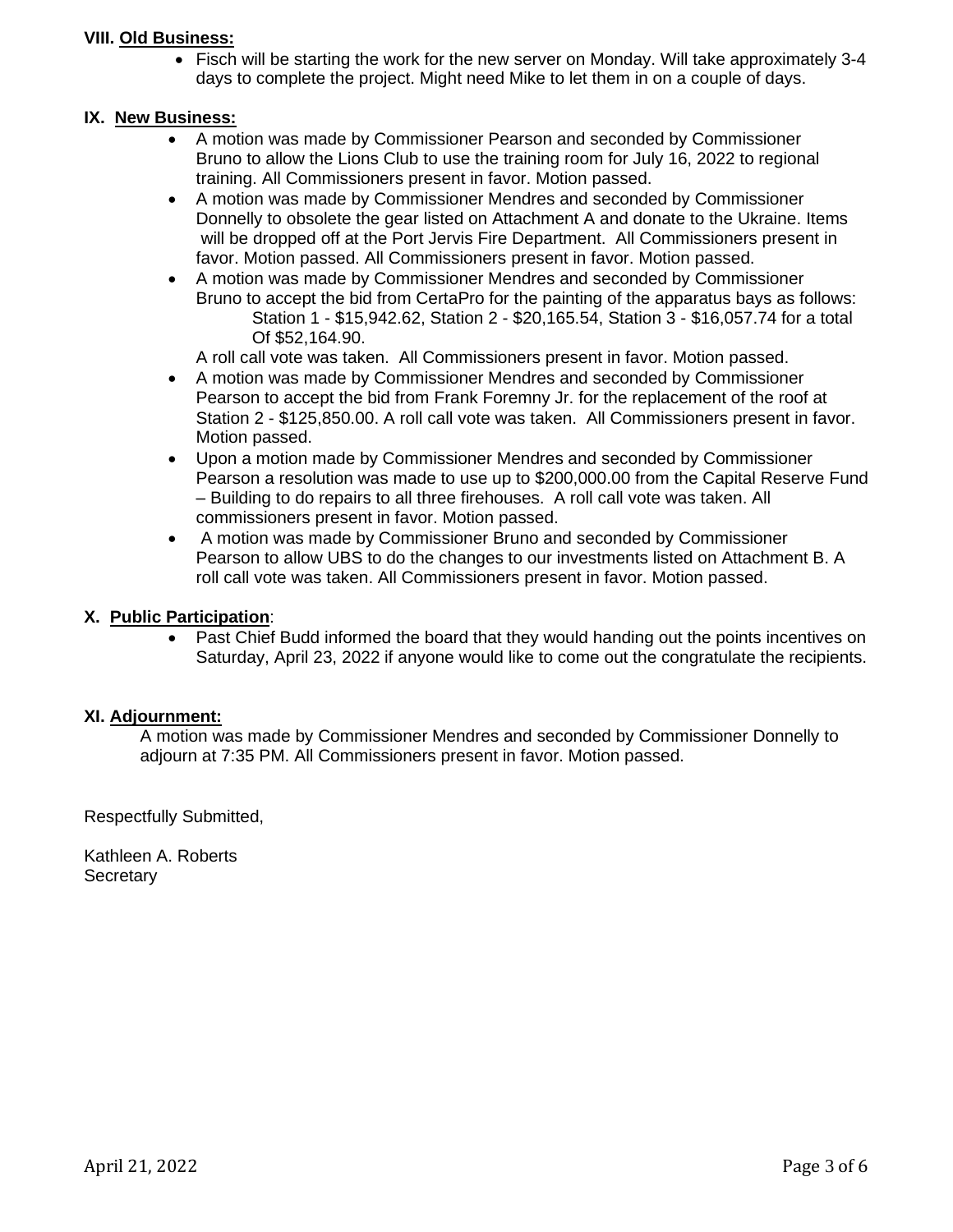**VIII. Old Business:**

- Fisch will be starting the work for the new server on Monday. Will take approximately 3-4 days to complete the project. Might need Mike to let them in on a couple of days.

**IX. New Business:**

- A motion was made by Commissioner Pearson and seconded by Commissioner Bruno to allow the Lions Club to use the training room for July 16, 2022 to regional training. All Commissioners present in favor. Motion passed.
- A motion was made by Commissioner Mendres and seconded by Commissioner Donnelly to obsolete the gear listed on Attachment A and donate to the Ukraine. Items will be dropped off at the Port Jervis Fire Department. All Commissioners present in favor. Motion passed. All Commissioners present in favor. Motion passed.
- A motion was made by Commissioner Mendres and seconded by Commissioner Bruno to accept the bid from CertaPro for the painting of the apparatus bays as follows:
  Station 1 - $15,942.62, Station 2 - $20,165.54, Station 3 - $16,057.74 for a total Of $52,164.90.
  A roll call vote was taken. All Commissioners present in favor. Motion passed.
- A motion was made by Commissioner Mendres and seconded by Commissioner Pearson to accept the bid from Frank Foremny Jr. for the replacement of the roof at Station 2 - $125,850.00. A roll call vote was taken. All Commissioners present in favor. Motion passed.
- Upon a motion made by Commissioner Mendres and seconded by Commissioner Pearson a resolution was made to use up to $200,000.00 from the Capital Reserve Fund – Building to do repairs to all three firehouses. A roll call vote was taken. All commissioners present in favor. Motion passed.
- A motion was made by Commissioner Bruno and seconded by Commissioner Pearson to allow UBS to do the changes to our investments listed on Attachment B. A roll call vote was taken. All Commissioners present in favor. Motion passed.

**X. Public Participation**:

- Past Chief Budd informed the board that they would handing out the points incentives on Saturday, April 23, 2022 if anyone would like to come out the congratulate the recipients.

**XI. Adjournment:**

A motion was made by Commissioner Mendres and seconded by Commissioner Donnelly to adjourn at 7:35 PM. All Commissioners present in favor. Motion passed.

Respectfully Submitted,

Kathleen A. Roberts
Secretary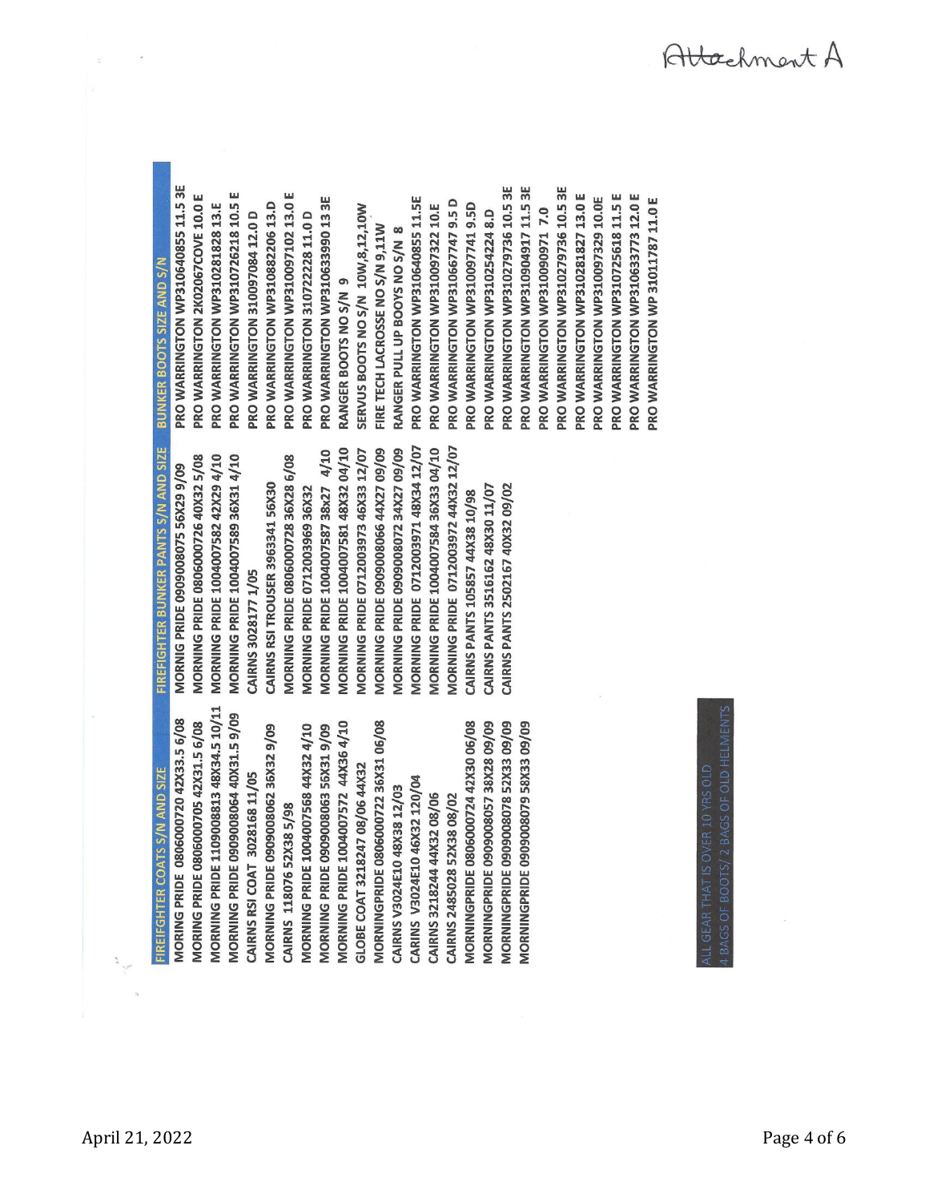Attachment A

| FIREIFGHTER COATS S/N AND SIZE | FIREFIGHTER BUNKER PANTS S/N AND SIZE | BUNKER BOOTS SIZE AND S/N |
|---|---|---|
| MORING PRIDE 0806000720 42X33.5 6/08 | MORNIG PRIDE 0909008075 56X29 9/09 | PRO WARRINGTON WP310640855 11.5 3E |
| MORING PRIDE 0806000705 42X31.5 6/08 | MORNING PRIDE 0806000726 40X32 5/08 | PRO WARRINGTON 2K02067COVE 10.0 E |
| MORNING PRIDE 1109008813 48X34.5 10/11 | MORNING PRIDE 1004007582 42X29 4/10 | PRO WARRINGTON WP310281828 13.E |
| MORNING PRIDE 0909008064 40X31.5 9/09 | MORNING PRIDE 1004007589 36X31 4/10 | PRO WARRINGTON WP310726218 10.5 E |
| CAIRNS RSI COAT 3028168 11/05 | CAIRNS 3028177 1/05 | PRO WARRINGTON 310097084 12.0 D |
| MORNING PRIDE 0909008062 36X32 9/09 | CAIRNS RSI TROUSER 3963341 56X30 | PRO WARRINGTON WP310882206 13.D |
| CAIRNS 118076 52X38 5/98 | MORNING PRIDE 0806000728 36X28 6/08 | PRO WARRINGTON WP310097102 13.0 E |
| MORNING PRIDE 1004007568 44X32 4/10 | MORNING PRIDE 0712003969 36X32 | PRO WARRINGTON 310722228 11.0 D |
| MORNING PRIDE 0909008063 56X31 9/09 | MORNING PRIDE 1004007587 38x27 4/10 | PRO WARRINGTON WP310633990 13 3E |
| MORNING PRIDE 1004007572 44X36 4/10 | MORNING PRIDE 1004007581 48X32 04/10 | RANGER BOOTS NO S/N 9 |
| GLOBE COAT 3218247 08/06 44X32 | MORNING PRIDE 0712003973 46X33 12/07 | SERVUS BOOTS NO S/N 10W,8,12,10W |
| MORNINGPRIDE 0806000722 36X31 06/08 | MORNING PRIDE 0909008066 44X27 09/09 | FIRE TECH LACROSSE NO S/N 9,11W |
| CAIRNS V3024E10 48X38 12/03 | MORNING PRIDE 0909008072 34X27 09/09 | RANGER PULL UP BOOYS NO S/N 8 |
| CAIRNS V3024E10 46X32 120/04 | MORNING PRIDE 0712003971 48X34 12/07 | PRO WARRINGTON WP310640855 11.5E |
| CAIRNS 3218244 44X32 08/06 | MORNING PRIDE 1004007584 36X33 04/10 | PRO WARRINGTON WP310097322 10.E |
| CAIRNS 2485028 52X38 08/02 | MORNING PRIDE 0712003972 44X32 12/07 | PRO WARRINGTON WP310667747 9.5 D |
| MORNINGPRIDE 0806000724 42X30 06/08 | CAIRNS PANTS 105857 44X38 10/98 | PRO WARRINGTON WP310097741 9.5D |
| MORNINGPRIDE 0909008057 38X28 09/09 | CAIRNS PANTS 3516162 48X30 11/07 | PRO WARRINGTON WP310254224 8.D |
| MORNINGPRIDE 0909008078 52X33 09/09 | CAIRNS PANTS 2502167 40X32 09/02 | PRO WARRINGTON WP310279736 10.5 3E |
| MORNINGPRIDE 0909008079 58X33 09/09 | | PRO WARRINGTON WP310904917 11.5 3E |
| | | PRO WARRINGTON WP310090971 7.0 |
| | | PRO WARRINGTON WP310279736 10.5 3E |
| | | PRO WARRINGTON WP310281827 13.0 E |
| | | PRO WARRINGTON WP310097329 10.0E |
| | | PRO WARRINGTON WP310725618 11.5 E |
| | | PRO WARRINGTON WP310633773 12.0 E |
| | | PRO WARRINGTON WP 31011787 11.0 E |

ALL GEAR THAT IS OVER 10 YRS OLD
4 BAGS OF BOOTS/ 2 BAGS OF OLD HELMENTS

April 21, 2022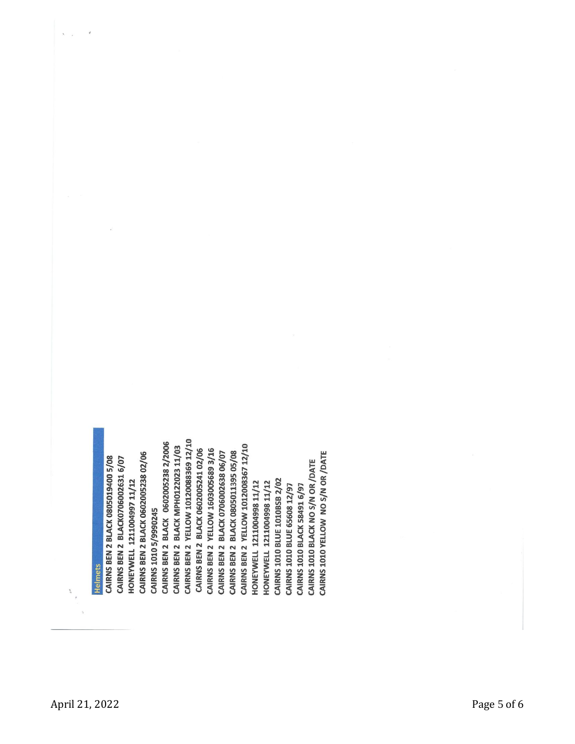**Helmets**

CAIRNS BEN 2 BLACK 0805019400 5/08
CAIRNS BEN 2 BLACK0706002631 6/07
HONEYWELL 1211004997 11/12
CAIRNS BEN 2 BLACK 0602005238 02/06
CAIRNS 1010 5/9990245
CAIRNS BEN 2 BLACK 0602005238 2/2006
CAIRNS BEN 2 BLACK MPH0122023 11/03
CAIRNS BEN 2 YELLOW 10120088369 12/10
CAIRNS BEN 2 BLACK 0602005241 02/06
CAIRNS BEN 2 YELLOW 1603005689 3/16
CAIRNS BEN 2 BLACK 0706002638 06/07
CAIRNS BEN 2 BLACK 0805011395 05/08
CAIRNS BEN 2 YELLOW 1012008367 12/10
HONEYWELL 1211004998 11/12
HONEYWELL 1211004998 11/12
CAIRNS 1010 BLUE 1010BSB 2/02
CAIRNS 1010 BLUE 65608 12/97
CAIRNS 1010 BLACK 58491 6/97
CAIRNS 1010 BLACK NO S/N OR /DATE
CAIRNS 1010 YELLOW NO S/N OR /DATE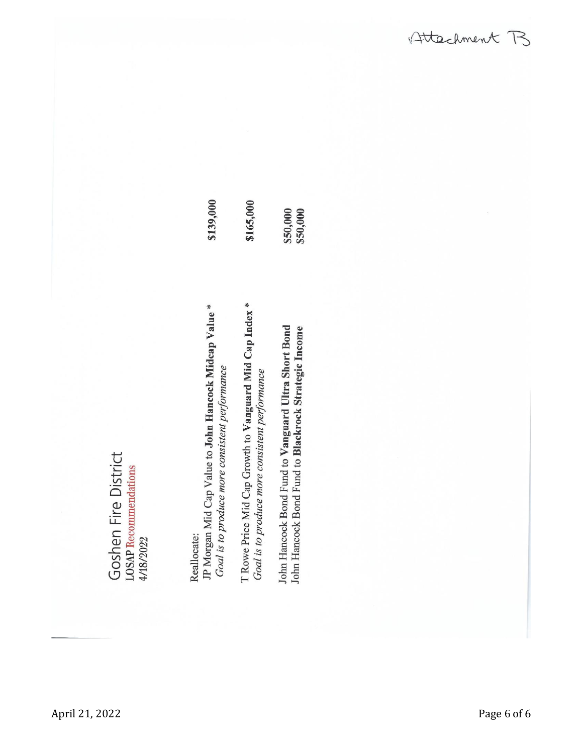Attachment B

# Goshen Fire District

**LOSAP** Recommendations
4/18/2022

Reallocate:

| | |
|---|---|
| JP Morgan Mid Cap Value to **John Hancock Midcap Value** * <br> *Goal is to produce more consistent performance* | **$139,000** |
| T Rowe Price Mid Cap Growth to **Vanguard Mid Cap Index** * <br> *Goal is to produce more consistent performance* | **$165,000** |
| John Hancock Bond Fund to **Vanguard Ultra Short Bond** | **$50,000** |
| John Hancock Bond Fund to **Blackrock Strategic Income** | **$50,000** |